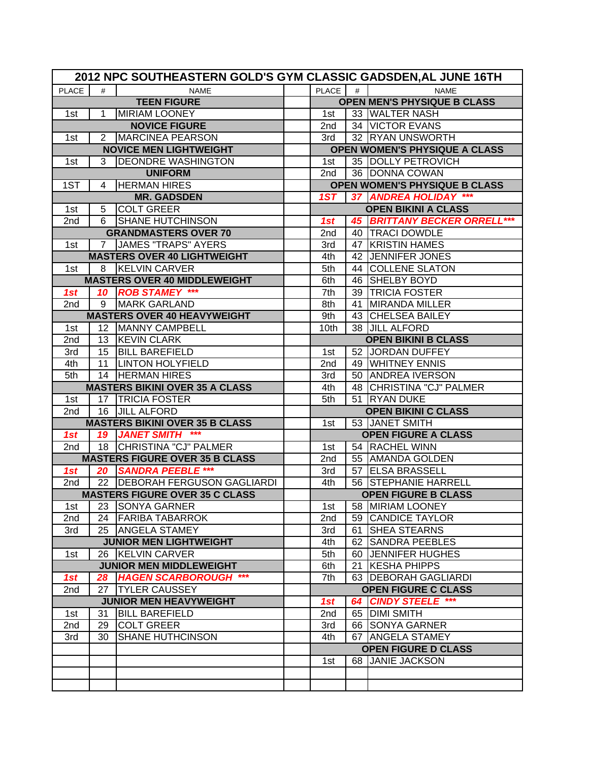# 2012 NPC SOUTHEASTERN GOLD'S GYM CLASSIC GADSDEN,AL JUNE 16TH

| PLACE | # | NAME | | PLACE | # | NAME |
|---|---|---|---|---|---|---|
| **TEEN FIGURE** | | | | **OPEN MEN'S PHYSIQUE B CLASS** | | |
| 1st | 1 | MIRIAM LOONEY | | 1st | 33 | WALTER NASH |
| **NOVICE FIGURE** | | | | 2nd | 34 | VICTOR EVANS |
| 1st | 2 | MARCINEA PEARSON | | 3rd | 32 | RYAN UNSWORTH |
| **NOVICE MEN LIGHTWEIGHT** | | | | **OPEN WOMEN'S PHYSIQUE A CLASS** | | |
| 1st | 3 | DEONDRE WASHINGTON | | 1st | 35 | DOLLY PETROVICH |
| **UNIFORM** | | | | 2nd | 36 | DONNA COWAN |
| 1ST | 4 | HERMAN HIRES | | **OPEN WOMEN'S PHYSIQUE B CLASS** | | |
| **MR. GADSDEN** | | | | ***1ST*** | ***37*** | ***ANDREA HOLIDAY ****** |
| 1st | 5 | COLT GREER | | **OPEN BIKINI A CLASS** | | |
| 2nd | 6 | SHANE HUTCHINSON | | ***1st*** | ***45*** | ***BRITTANY BECKER ORRELL****** |
| **GRANDMASTERS OVER 70** | | | | 2nd | 40 | TRACI DOWDLE |
| 1st | 7 | JAMES "TRAPS" AYERS | | 3rd | 47 | KRISTIN HAMES |
| **MASTERS OVER 40 LIGHTWEIGHT** | | | | 4th | 42 | JENNIFER JONES |
| 1st | 8 | KELVIN CARVER | | 5th | 44 | COLLENE SLATON |
| **MASTERS OVER 40 MIDDLEWEIGHT** | | | | 6th | 46 | SHELBY BOYD |
| ***1st*** | ***10*** | ***ROB STAMEY ****** | | 7th | 39 | TRICIA FOSTER |
| 2nd | 9 | MARK GARLAND | | 8th | 41 | MIRANDA MILLER |
| **MASTERS OVER 40 HEAVYWEIGHT** | | | | 9th | 43 | CHELSEA BAILEY |
| 1st | 12 | MANNY CAMPBELL | | 10th | 38 | JILL ALFORD |
| 2nd | 13 | KEVIN CLARK | | **OPEN BIKINI B CLASS** | | |
| 3rd | 15 | BILL BAREFIELD | | 1st | 52 | JORDAN DUFFEY |
| 4th | 11 | LINTON HOLYFIELD | | 2nd | 49 | WHITNEY ENNIS |
| 5th | 14 | HERMAN HIRES | | 3rd | 50 | ANDREA IVERSON |
| **MASTERS BIKINI OVER 35 A CLASS** | | | | 4th | 48 | CHRISTINA "CJ" PALMER |
| 1st | 17 | TRICIA FOSTER | | 5th | 51 | RYAN DUKE |
| 2nd | 16 | JILL ALFORD | | **OPEN BIKINI C CLASS** | | |
| **MASTERS BIKINI OVER 35 B CLASS** | | | | 1st | 53 | JANET SMITH |
| ***1st*** | ***19*** | ***JANET SMITH ****** | | **OPEN FIGURE A CLASS** | | |
| 2nd | 18 | CHRISTINA "CJ" PALMER | | 1st | 54 | RACHEL WINN |
| **MASTERS FIGURE OVER 35 B CLASS** | | | | 2nd | 55 | AMANDA GOLDEN |
| ***1st*** | ***20*** | ***SANDRA PEEBLE ****** | | 3rd | 57 | ELSA BRASSELL |
| 2nd | 22 | DEBORAH FERGUSON GAGLIARDI | | 4th | 56 | STEPHANIE HARRELL |
| **MASTERS FIGURE OVER 35 C CLASS** | | | | **OPEN FIGURE B CLASS** | | |
| 1st | 23 | SONYA GARNER | | 1st | 58 | MIRIAM LOONEY |
| 2nd | 24 | FARIBA TABARROK | | 2nd | 59 | CANDICE TAYLOR |
| 3rd | 25 | ANGELA STAMEY | | 3rd | 61 | SHEA STEARNS |
| **JUNIOR MEN LIGHTWEIGHT** | | | | 4th | 62 | SANDRA PEEBLES |
| 1st | 26 | KELVIN CARVER | | 5th | 60 | JENNIFER HUGHES |
| **JUNIOR MEN MIDDLEWEIGHT** | | | | 6th | 21 | KESHA PHIPPS |
| ***1st*** | ***28*** | ***HAGEN SCARBOROUGH ****** | | 7th | 63 | DEBORAH GAGLIARDI |
| 2nd | 27 | TYLER CAUSSEY | | **OPEN FIGURE C CLASS** | | |
| **JUNIOR MEN HEAVYWEIGHT** | | | | ***1st*** | ***64*** | ***CINDY STEELE ****** |
| 1st | 31 | BILL BAREFIELD | | 2nd | 65 | DIMI SMITH |
| 2nd | 29 | COLT GREER | | 3rd | 66 | SONYA GARNER |
| 3rd | 30 | SHANE HUTHCINSON | | 4th | 67 | ANGELA STAMEY |
| | | | | **OPEN FIGURE D CLASS** | | |
| | | | | 1st | 68 | JANIE JACKSON |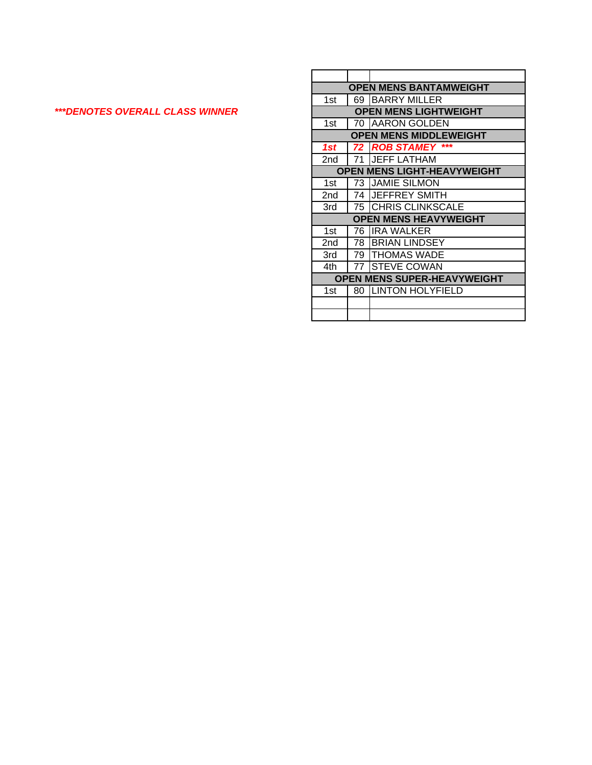***DENOTES OVERALL CLASS WINNER***

| | | |
|---|---|---|
| **OPEN MENS BANTAMWEIGHT** | | |
| 1st | 69 | BARRY MILLER |
| **OPEN MENS LIGHTWEIGHT** | | |
| 1st | 70 | AARON GOLDEN |
| **OPEN MENS MIDDLEWEIGHT** | | |
| ***1st*** | ***72*** | ***ROB STAMEY ****** |
| 2nd | 71 | JEFF LATHAM |
| **OPEN MENS LIGHT-HEAVYWEIGHT** | | |
| 1st | 73 | JAMIE SILMON |
| 2nd | 74 | JEFFREY SMITH |
| 3rd | 75 | CHRIS CLINKSCALE |
| **OPEN MENS HEAVYWEIGHT** | | |
| 1st | 76 | IRA WALKER |
| 2nd | 78 | BRIAN LINDSEY |
| 3rd | 79 | THOMAS WADE |
| 4th | 77 | STEVE COWAN |
| **OPEN MENS SUPER-HEAVYWEIGHT** | | |
| 1st | 80 | LINTON HOLYFIELD |
| | | |
| | | |